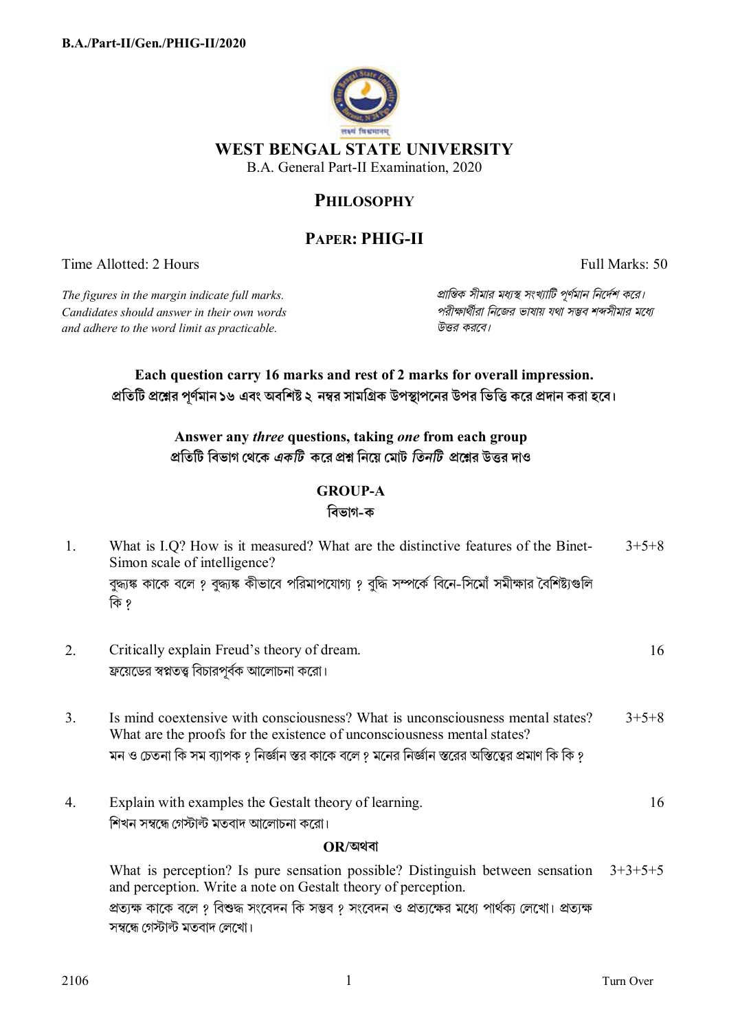# WEST BENGAL STATE UNIVERSITY

B.A. General Part-II Examination, 2020

## PHILOSOPHY

## PAPER: PHIG-II

Time Allotted: 2 Hours — Full Marks: 50

*The figures in the margin indicate full marks. Candidates should answer in their own words and adhere to the word limit as practicable.*

*প্রান্তিক সীমার মধ্যস্থ সংখ্যাটি পূর্ণমান নির্দেশ করে। পরীক্ষার্থীরা নিজের ভাষায় যথা সম্ভব শব্দসীমার মধ্যে উত্তর করবে।*

**Each question carry 16 marks and rest of 2 marks for overall impression.**
**প্রতিটি প্রশ্নের পূর্ণমান ১৬ এবং অবশিষ্ট ২ নম্বর সামগ্রিক উপস্থাপনের উপর ভিত্তি করে প্রদান করা হবে।**

**Answer any *three* questions, taking *one* from each group**
**প্রতিটি বিভাগ থেকে *একটি* করে প্রশ্ন নিয়ে মোট *তিনটি* প্রশ্নের উত্তর দাও**

### GROUP-A
### বিভাগ-ক

1. What is I.Q? How is it measured? What are the distinctive features of the Binet-Simon scale of intelligence? — 3+5+8

   বুদ্ধ্যঙ্ক কাকে বলে ? বুদ্ধ্যঙ্ক কীভাবে পরিমাপযোগ্য ? বুদ্ধি সম্পর্কে বিনে-সিমোঁ সমীক্ষার বৈশিষ্ট্যগুলি কি ?

2. Critically explain Freud's theory of dream. — 16

   ফ্রয়েডের স্বপ্নতত্ত্ব বিচারপূর্বক আলোচনা করো।

3. Is mind coextensive with consciousness? What is unconsciousness mental states? What are the proofs for the existence of unconsciousness mental states? — 3+5+8

   মন ও চেতনা কি সম ব্যাপক ? নির্জ্ঞান স্তর কাকে বলে ? মনের নির্জ্ঞান স্তরের অস্তিত্বের প্রমাণ কি কি ?

4. Explain with examples the Gestalt theory of learning. — 16

   শিখন সম্বন্ধে গেস্টাল্ট মতবাদ আলোচনা করো।

   **OR/অথবা**

   What is perception? Is pure sensation possible? Distinguish between sensation and perception. Write a note on Gestalt theory of perception. — 3+3+5+5

   প্রত্যক্ষ কাকে বলে ? বিশুদ্ধ সংবেদন কি সম্ভব ? সংবেদন ও প্রত্যক্ষের মধ্যে পার্থক্য লেখো। প্রত্যক্ষ সম্বন্ধে গেস্টাল্ট মতবাদ লেখো।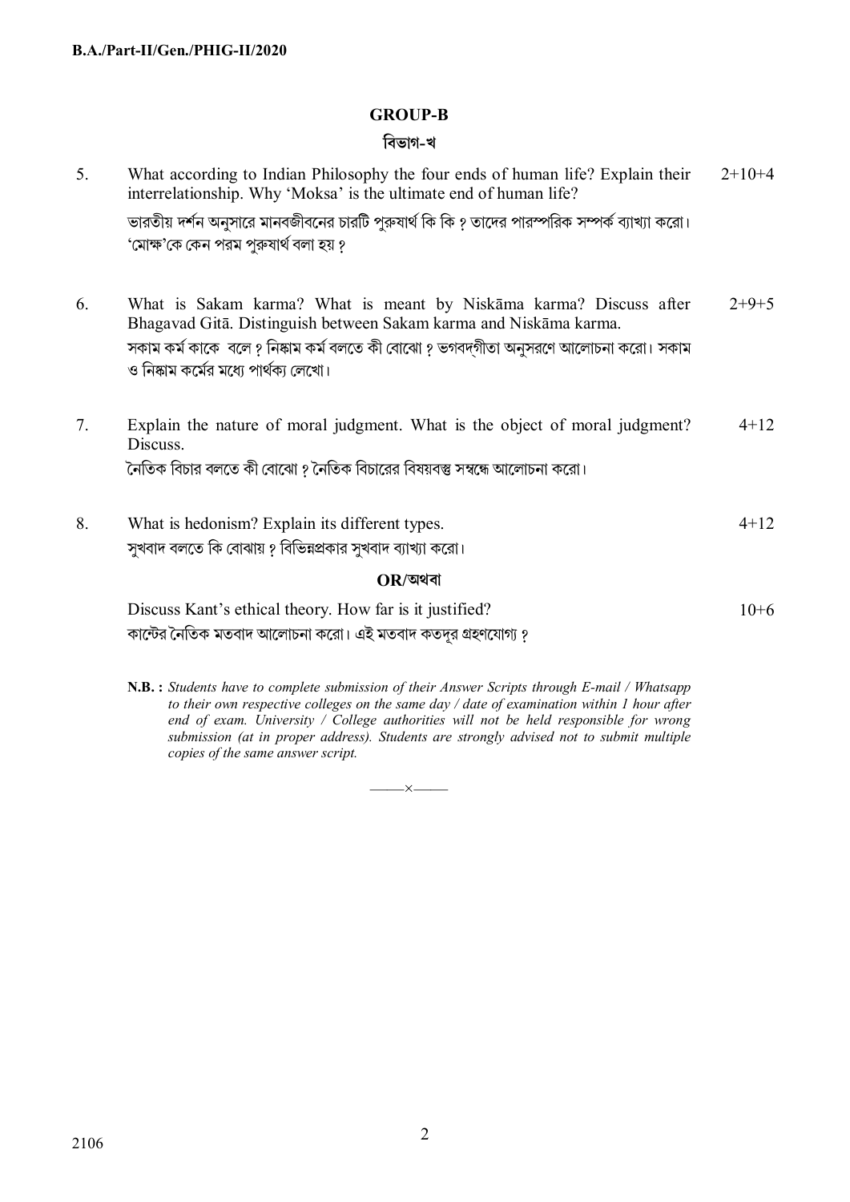## GROUP-B

### বিভাগ-খ

5. What according to Indian Philosophy the four ends of human life? Explain their interrelationship. Why 'Moksa' is the ultimate end of human life? 2+10+4

   ভারতীয় দর্শন অনুসারে মানবজীবনের চারটি পুরুষার্থ কি কি ? তাদের পারস্পরিক সম্পর্ক ব্যাখ্যা করো। 'মোক্ষ'কে কেন পরম পুরুষার্থ বলা হয় ?

6. What is Sakam karma? What is meant by Niskāma karma? Discuss after Bhagavad Gitā. Distinguish between Sakam karma and Niskāma karma. 2+9+5

   সকাম কর্ম কাকে বলে ? নিষ্কাম কর্ম বলতে কী বোঝো ? ভগবদ্‌গীতা অনুসরণে আলোচনা করো। সকাম ও নিষ্কাম কর্মের মধ্যে পার্থক্য লেখো।

7. Explain the nature of moral judgment. What is the object of moral judgment? Discuss. 4+12

   নৈতিক বিচার বলতে কী বোঝো ? নৈতিক বিচারের বিষয়বস্তু সম্বন্ধে আলোচনা করো।

8. What is hedonism? Explain its different types. 4+12

   সুখবাদ বলতে কি বোঝায় ? বিভিন্নপ্রকার সুখবাদ ব্যাখ্যা করো।

   **OR/অথবা**

   Discuss Kant's ethical theory. How far is it justified? 10+6

   কান্টের নৈতিক মতবাদ আলোচনা করো। এই মতবাদ কতদূর গ্রহণযোগ্য ?

**N.B. :** *Students have to complete submission of their Answer Scripts through E-mail / Whatsapp to their own respective colleges on the same day / date of examination within 1 hour after end of exam. University / College authorities will not be held responsible for wrong submission (at in proper address). Students are strongly advised not to submit multiple copies of the same answer script.*

——×——